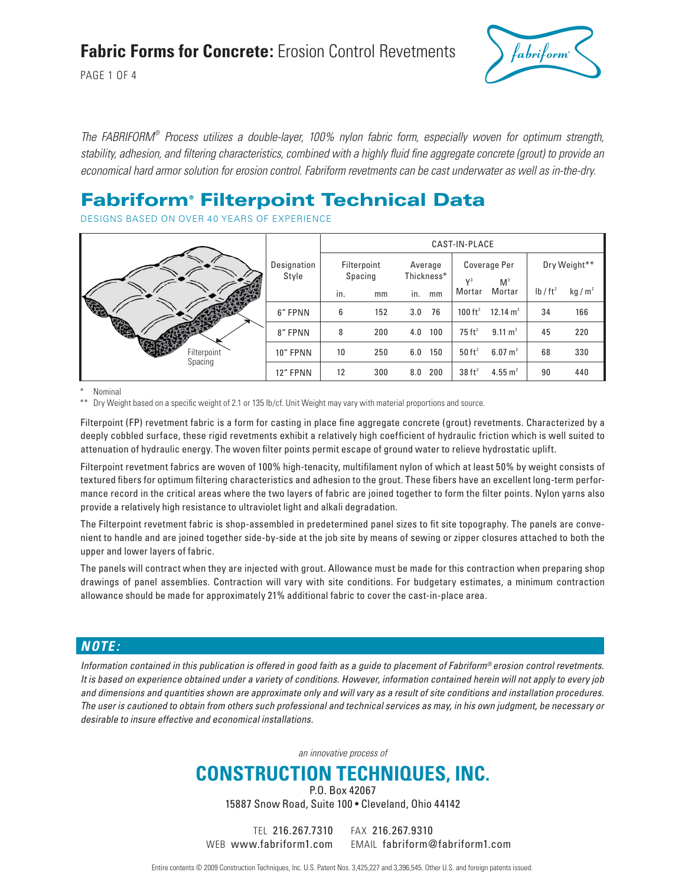# **Fabric Forms for Concrete:** Erosion Control Revetments

*The FABRIFORM® Process utilizes a double-layer, 100% nylon fabric form, especially woven for optimum strength, stability, adhesion, and filtering characteristics, combined with a highly fluid fine aggregate concrete (grout) to provide an economical hard armor solution for erosion control. Fabriform revetments can be cast underwater as well as in-the-dry.*

## Fabriform® Filterpoint Technical Data

DESIGNS BASED ON OVER 40 YEARS OF EXPERIENCE

| Designation Style | CAST-IN-PLACE | | | | | | | |
|---|---|---|---|---|---|---|---|---|
| | Filterpoint Spacing | | Average Thickness* | | Coverage Per | | Dry Weight** | |
| | in. | mm | in. | mm | $Y^3$ Mortar | $M^3$ Mortar | $lb/ft^2$ | $kg/m^2$ |
| 6" FPNN | 6 | 152 | 3.0 | 76 | 100 $ft^2$ | 12.14 $m^2$ | 34 | 166 |
| 8" FPNN | 8 | 200 | 4.0 | 100 | 75 $ft^2$ | 9.11 $m^2$ | 45 | 220 |
| 10" FPNN | 10 | 250 | 6.0 | 150 | 50 $ft^2$ | 6.07 $m^2$ | 68 | 330 |
| 12" FPNN | 12 | 300 | 8.0 | 200 | 38 $ft^2$ | 4.55 $m^2$ | 90 | 440 |

Filterpoint Spacing

\* Nominal

\*\* Dry Weight based on a specific weight of 2.1 or 135 lb/cf. Unit Weight may vary with material proportions and source.

Filterpoint (FP) revetment fabric is a form for casting in place fine aggregate concrete (grout) revetments. Characterized by a deeply cobbled surface, these rigid revetments exhibit a relatively high coefficient of hydraulic friction which is well suited to attenuation of hydraulic energy. The woven filter points permit escape of ground water to relieve hydrostatic uplift.

Filterpoint revetment fabrics are woven of 100% high-tenacity, multifilament nylon of which at least 50% by weight consists of textured fibers for optimum filtering characteristics and adhesion to the grout. These fibers have an excellent long-term performance record in the critical areas where the two layers of fabric are joined together to form the filter points. Nylon yarns also provide a relatively high resistance to ultraviolet light and alkali degradation.

The Filterpoint revetment fabric is shop-assembled in predetermined panel sizes to fit site topography. The panels are convenient to handle and are joined together side-by-side at the job site by means of sewing or zipper closures attached to both the upper and lower layers of fabric.

The panels will contract when they are injected with grout. Allowance must be made for this contraction when preparing shop drawings of panel assemblies. Contraction will vary with site conditions. For budgetary estimates, a minimum contraction allowance should be made for approximately 21% additional fabric to cover the cast-in-place area.

### *NOTE:*

*Information contained in this publication is offered in good faith as a guide to placement of Fabriform® erosion control revetments. It is based on experience obtained under a variety of conditions. However, information contained herein will not apply to every job and dimensions and quantities shown are approximate only and will vary as a result of site conditions and installation procedures. The user is cautioned to obtain from others such professional and technical services as may, in his own judgment, be necessary or desirable to insure effective and economical installations.*

*an innovative process of*

**CONSTRUCTION TECHNIQUES, INC.**

P.O. Box 42067
15887 Snow Road, Suite 100 • Cleveland, Ohio 44142

TEL 216.267.7310 FAX 216.267.9310
WEB www.fabriform1.com EMAIL fabriform@fabriform1.com

Entire contents © 2009 Construction Techniques, Inc. U.S. Patent Nos. 3,425,227 and 3,396,545. Other U.S. and foreign patents issued.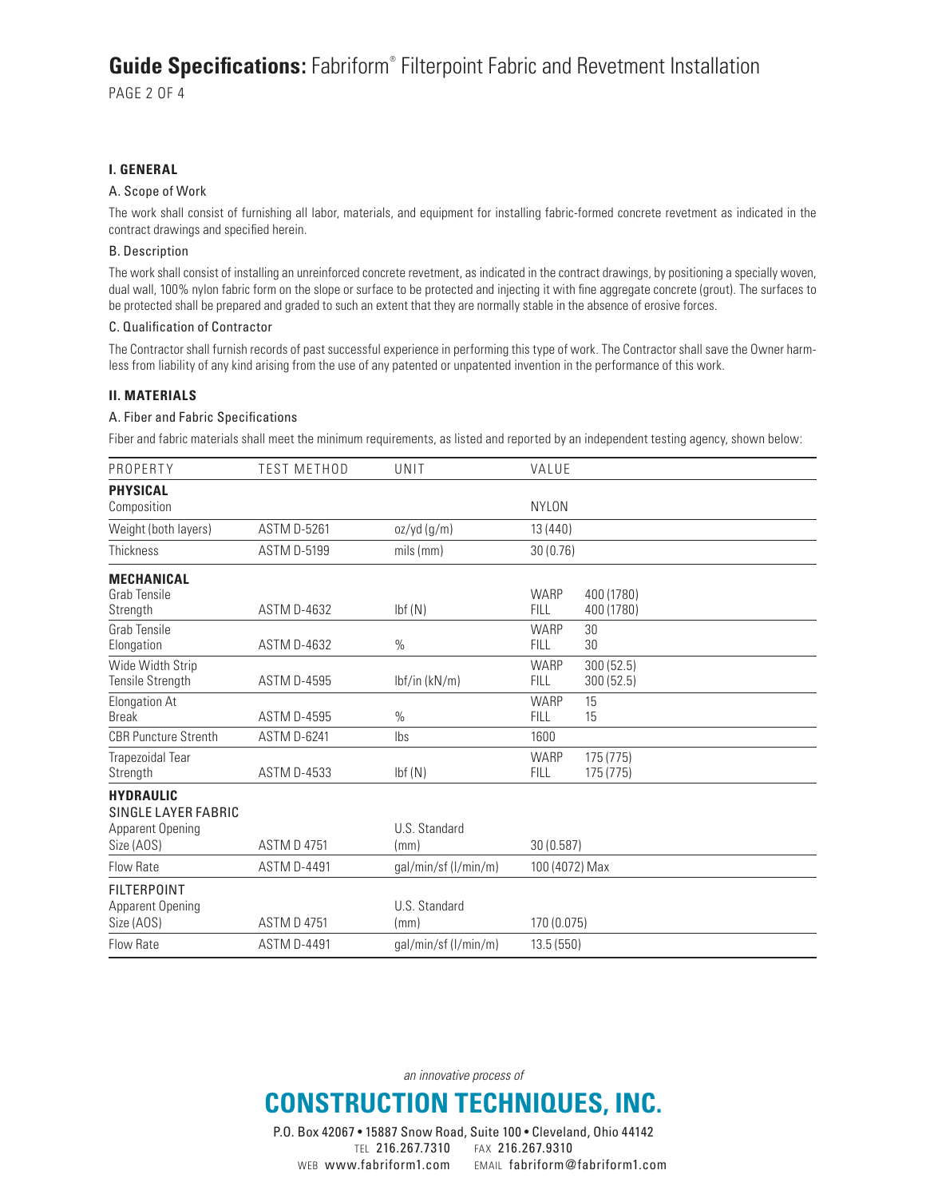## I. GENERAL

### A. Scope of Work

The work shall consist of furnishing all labor, materials, and equipment for installing fabric-formed concrete revetment as indicated in the contract drawings and specified herein.

### B. Description

The work shall consist of installing an unreinforced concrete revetment, as indicated in the contract drawings, by positioning a specially woven, dual wall, 100% nylon fabric form on the slope or surface to be protected and injecting it with fine aggregate concrete (grout). The surfaces to be protected shall be prepared and graded to such an extent that they are normally stable in the absence of erosive forces.

### C. Qualification of Contractor

The Contractor shall furnish records of past successful experience in performing this type of work. The Contractor shall save the Owner harmless from liability of any kind arising from the use of any patented or unpatented invention in the performance of this work.

## II. MATERIALS

### A. Fiber and Fabric Specifications

Fiber and fabric materials shall meet the minimum requirements, as listed and reported by an independent testing agency, shown below:

| PROPERTY | TEST METHOD | UNIT | VALUE | |
|---|---|---|---|---|
| **PHYSICAL** | | | | |
| Composition | | | NYLON | |
| Weight (both layers) | ASTM D-5261 | oz/yd (g/m) | 13 (440) | |
| Thickness | ASTM D-5199 | mils (mm) | 30 (0.76) | |
| **MECHANICAL** | | | | |
| Grab Tensile Strength | ASTM D-4632 | lbf (N) | WARP<br>FILL | 400 (1780)<br>400 (1780) |
| Grab Tensile Elongation | ASTM D-4632 | % | WARP<br>FILL | 30<br>30 |
| Wide Width Strip Tensile Strength | ASTM D-4595 | lbf/in (kN/m) | WARP<br>FILL | 300 (52.5)<br>300 (52.5) |
| Elongation At Break | ASTM D-4595 | % | WARP<br>FILL | 15<br>15 |
| CBR Puncture Strenth | ASTM D-6241 | lbs | 1600 | |
| Trapezoidal Tear Strength | ASTM D-4533 | lbf (N) | WARP<br>FILL | 175 (775)<br>175 (775) |
| **HYDRAULIC** | | | | |
| SINGLE LAYER FABRIC | | | | |
| Apparent Opening Size (AOS) | ASTM D 4751 | U.S. Standard (mm) | 30 (0.587) | |
| Flow Rate | ASTM D-4491 | gal/min/sf (l/min/m) | 100 (4072) Max | |
| FILTERPOINT | | | | |
| Apparent Opening Size (AOS) | ASTM D 4751 | U.S. Standard (mm) | 170 (0.075) | |
| Flow Rate | ASTM D-4491 | gal/min/sf (l/min/m) | 13.5 (550) | |

*an innovative process of*

**CONSTRUCTION TECHNIQUES, INC.**

P.O. Box 42067 • 15887 Snow Road, Suite 100 • Cleveland, Ohio 44142
TEL 216.267.7310 FAX 216.267.9310
WEB www.fabriform1.com EMAIL fabriform@fabriform1.com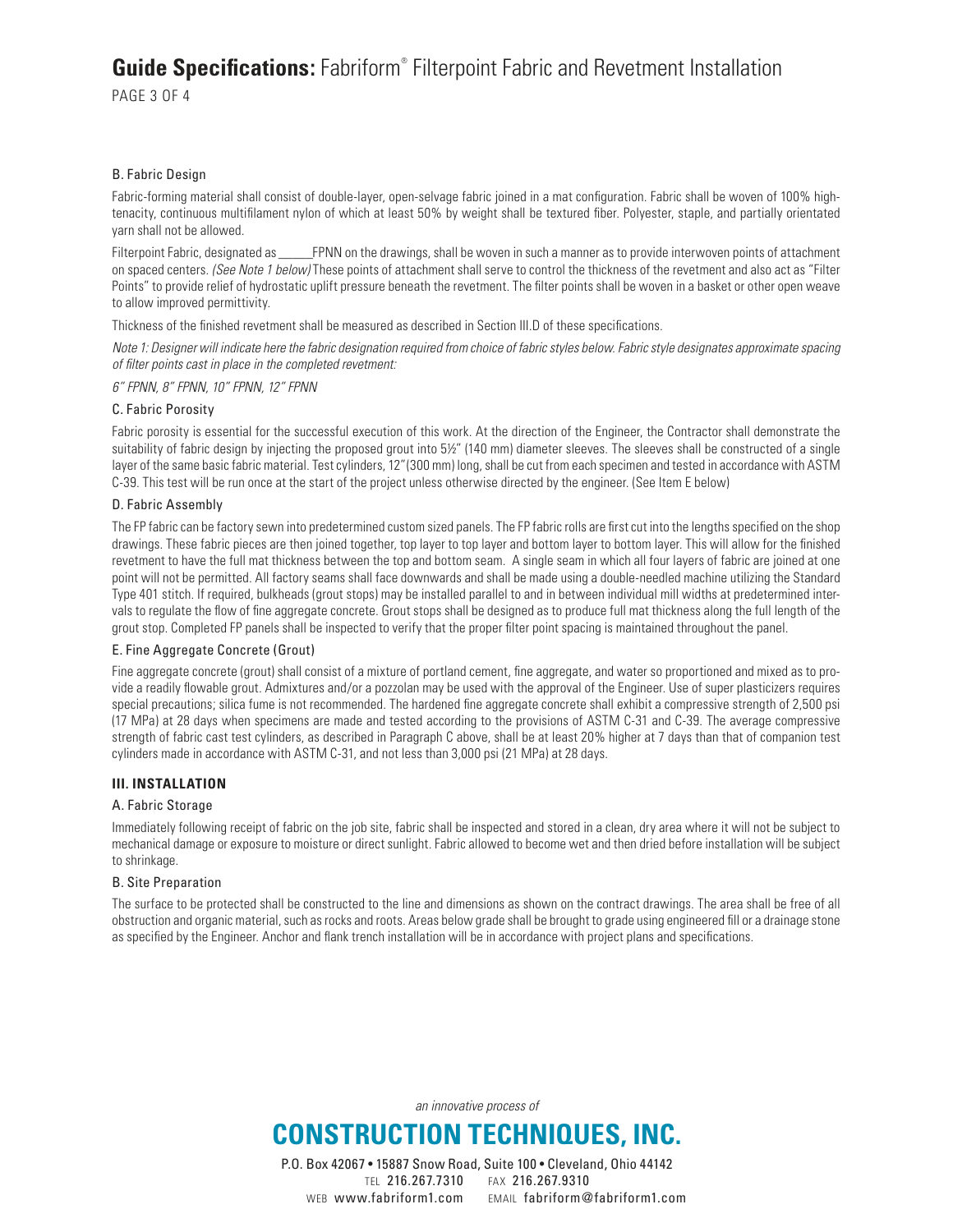### B. Fabric Design

Fabric-forming material shall consist of double-layer, open-selvage fabric joined in a mat configuration. Fabric shall be woven of 100% high-tenacity, continuous multifilament nylon of which at least 50% by weight shall be textured fiber. Polyester, staple, and partially orientated yarn shall not be allowed.

Filterpoint Fabric, designated as _____FPNN on the drawings, shall be woven in such a manner as to provide interwoven points of attachment on spaced centers. *(See Note 1 below)* These points of attachment shall serve to control the thickness of the revetment and also act as "Filter Points" to provide relief of hydrostatic uplift pressure beneath the revetment. The filter points shall be woven in a basket or other open weave to allow improved permittivity.

Thickness of the finished revetment shall be measured as described in Section III.D of these specifications.

*Note 1: Designer will indicate here the fabric designation required from choice of fabric styles below. Fabric style designates approximate spacing of filter points cast in place in the completed revetment:*

*6" FPNN, 8" FPNN, 10" FPNN, 12" FPNN*

### C. Fabric Porosity

Fabric porosity is essential for the successful execution of this work. At the direction of the Engineer, the Contractor shall demonstrate the suitability of fabric design by injecting the proposed grout into 5½" (140 mm) diameter sleeves. The sleeves shall be constructed of a single layer of the same basic fabric material. Test cylinders, 12" (300 mm) long, shall be cut from each specimen and tested in accordance with ASTM C-39. This test will be run once at the start of the project unless otherwise directed by the engineer. (See Item E below)

### D. Fabric Assembly

The FP fabric can be factory sewn into predetermined custom sized panels. The FP fabric rolls are first cut into the lengths specified on the shop drawings. These fabric pieces are then joined together, top layer to top layer and bottom layer to bottom layer. This will allow for the finished revetment to have the full mat thickness between the top and bottom seam. A single seam in which all four layers of fabric are joined at one point will not be permitted. All factory seams shall face downwards and shall be made using a double-needled machine utilizing the Standard Type 401 stitch. If required, bulkheads (grout stops) may be installed parallel to and in between individual mill widths at predetermined intervals to regulate the flow of fine aggregate concrete. Grout stops shall be designed as to produce full mat thickness along the full length of the grout stop. Completed FP panels shall be inspected to verify that the proper filter point spacing is maintained throughout the panel.

### E. Fine Aggregate Concrete (Grout)

Fine aggregate concrete (grout) shall consist of a mixture of portland cement, fine aggregate, and water so proportioned and mixed as to provide a readily flowable grout. Admixtures and/or a pozzolan may be used with the approval of the Engineer. Use of super plasticizers requires special precautions; silica fume is not recommended. The hardened fine aggregate concrete shall exhibit a compressive strength of 2,500 psi (17 MPa) at 28 days when specimens are made and tested according to the provisions of ASTM C-31 and C-39. The average compressive strength of fabric cast test cylinders, as described in Paragraph C above, shall be at least 20% higher at 7 days than that of companion test cylinders made in accordance with ASTM C-31, and not less than 3,000 psi (21 MPa) at 28 days.

## III. INSTALLATION

### A. Fabric Storage

Immediately following receipt of fabric on the job site, fabric shall be inspected and stored in a clean, dry area where it will not be subject to mechanical damage or exposure to moisture or direct sunlight. Fabric allowed to become wet and then dried before installation will be subject to shrinkage.

### B. Site Preparation

The surface to be protected shall be constructed to the line and dimensions as shown on the contract drawings. The area shall be free of all obstruction and organic material, such as rocks and roots. Areas below grade shall be brought to grade using engineered fill or a drainage stone as specified by the Engineer. Anchor and flank trench installation will be in accordance with project plans and specifications.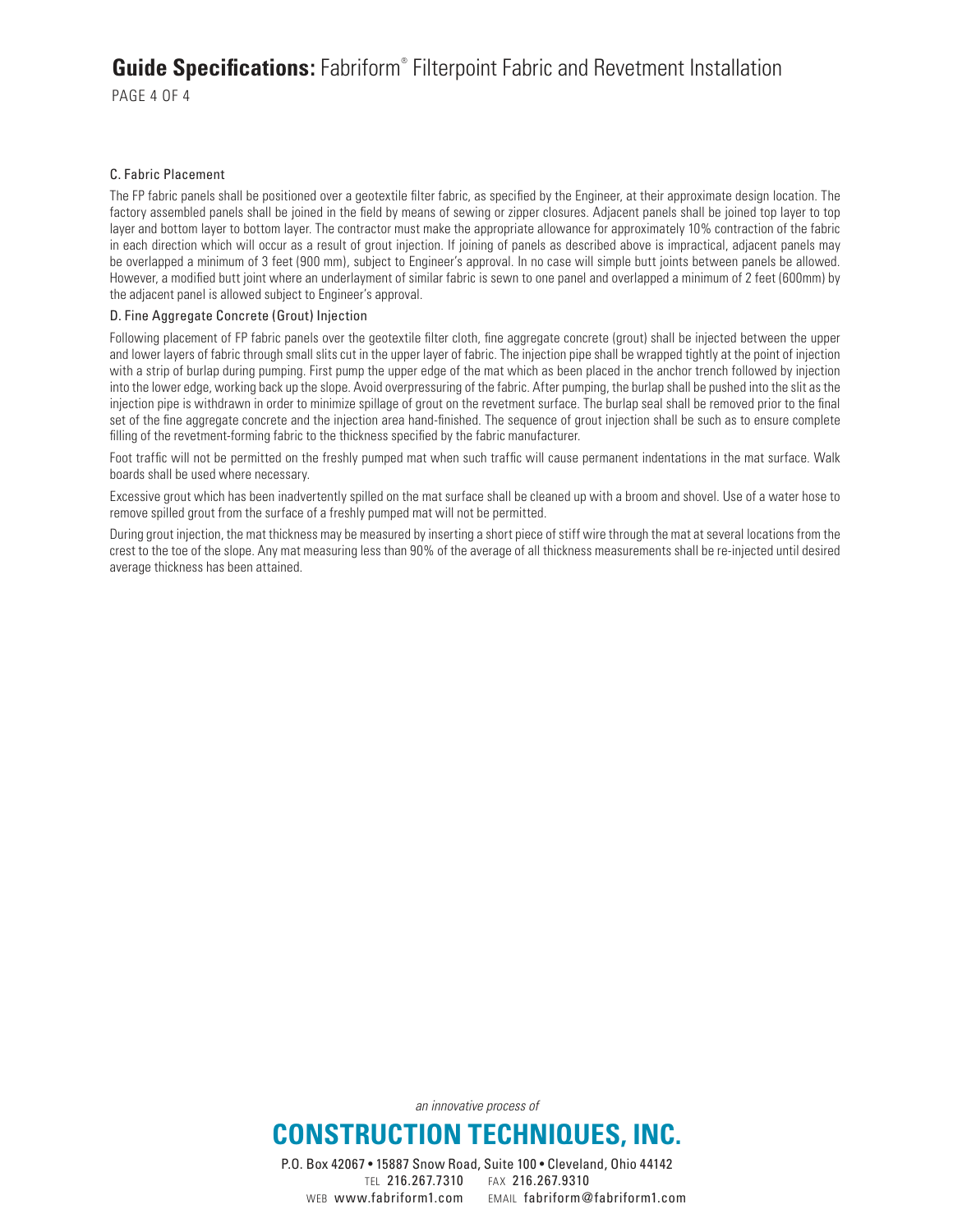### C. Fabric Placement

The FP fabric panels shall be positioned over a geotextile filter fabric, as specified by the Engineer, at their approximate design location. The factory assembled panels shall be joined in the field by means of sewing or zipper closures. Adjacent panels shall be joined top layer to top layer and bottom layer to bottom layer. The contractor must make the appropriate allowance for approximately 10% contraction of the fabric in each direction which will occur as a result of grout injection. If joining of panels as described above is impractical, adjacent panels may be overlapped a minimum of 3 feet (900 mm), subject to Engineer's approval. In no case will simple butt joints between panels be allowed. However, a modified butt joint where an underlayment of similar fabric is sewn to one panel and overlapped a minimum of 2 feet (600mm) by the adjacent panel is allowed subject to Engineer's approval.

### D. Fine Aggregate Concrete (Grout) Injection

Following placement of FP fabric panels over the geotextile filter cloth, fine aggregate concrete (grout) shall be injected between the upper and lower layers of fabric through small slits cut in the upper layer of fabric. The injection pipe shall be wrapped tightly at the point of injection with a strip of burlap during pumping. First pump the upper edge of the mat which as been placed in the anchor trench followed by injection into the lower edge, working back up the slope. Avoid overpressuring of the fabric. After pumping, the burlap shall be pushed into the slit as the injection pipe is withdrawn in order to minimize spillage of grout on the revetment surface. The burlap seal shall be removed prior to the final set of the fine aggregate concrete and the injection area hand-finished. The sequence of grout injection shall be such as to ensure complete filling of the revetment-forming fabric to the thickness specified by the fabric manufacturer.

Foot traffic will not be permitted on the freshly pumped mat when such traffic will cause permanent indentations in the mat surface. Walk boards shall be used where necessary.

Excessive grout which has been inadvertently spilled on the mat surface shall be cleaned up with a broom and shovel. Use of a water hose to remove spilled grout from the surface of a freshly pumped mat will not be permitted.

During grout injection, the mat thickness may be measured by inserting a short piece of stiff wire through the mat at several locations from the crest to the toe of the slope. Any mat measuring less than 90% of the average of all thickness measurements shall be re-injected until desired average thickness has been attained.

*an innovative process of*

**CONSTRUCTION TECHNIQUES, INC.**

P.O. Box 42067 • 15887 Snow Road, Suite 100 • Cleveland, Ohio 44142
TEL 216.267.7310 FAX 216.267.9310
WEB www.fabriform1.com EMAIL fabriform@fabriform1.com